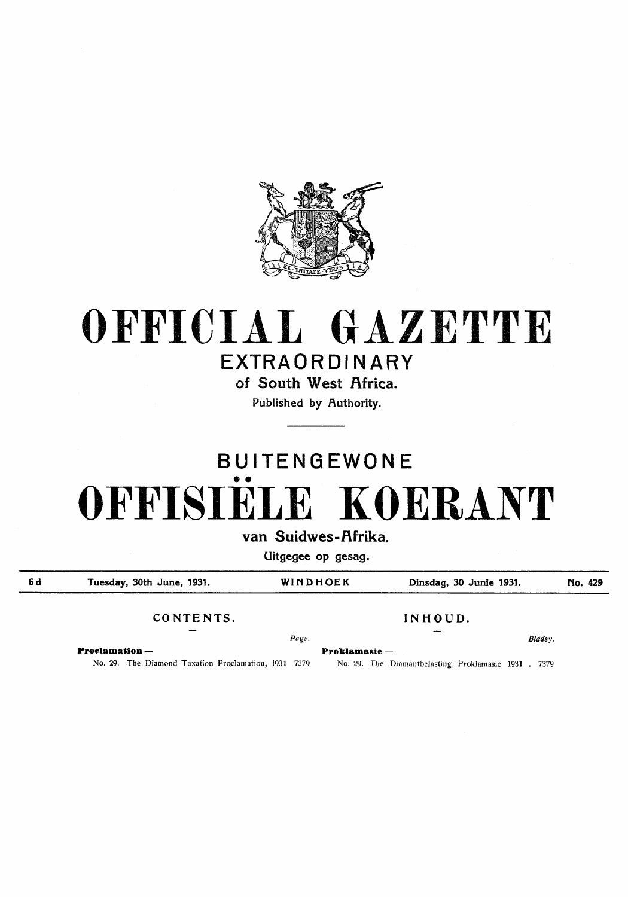# OFFICIAL GAZETTE

## EXTRAORDINARY

### of South West Africa.

Published by Authority.

## BUITENGEWONE

# OFFISIËLE KOERANT

### van Suidwes-Afrika.

Uitgegee op gesag.

| 6d | Tuesday, 30th June, 1931. | WINDHOEK | Dinsdag, 30 Junie 1931. | No. 429 |
|---|---|---|---|---|

### CONTENTS.

| | Page. |
|---|---|
| **Proclamation —** | |
| No. 29. The Diamond Taxation Proclamation, 1931 | 7379 |

### INHOUD.

| | Bladsy. |
|---|---|
| **Proklamasie —** | |
| No. 29. Die Diamantbelasting Proklamasie 1931 . | 7379 |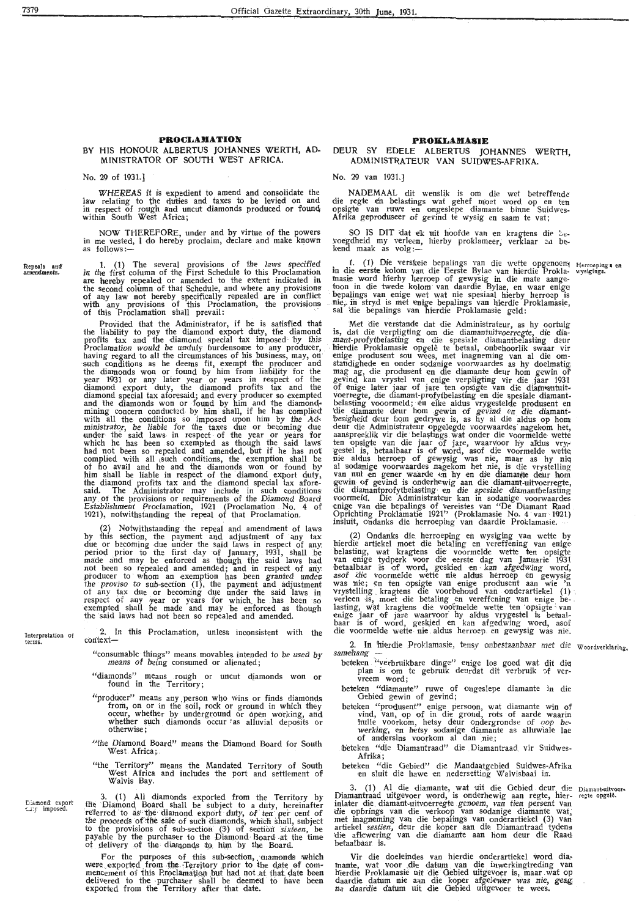## PROCLAMATION

BY HIS HONOUR ALBERTUS JOHANNES WERTH, ADMINISTRATOR OF SOUTH WEST AFRICA.

No. 29 of 1931.]

*WHEREAS it* is expedient to amend and consolidate the law relating to the duties and taxes to be levied on and in respect of rough and uncut diamonds produced or found within South West Africa;

NOW THEREFORE, under and by virtue of the powers in me vested, I do hereby proclaim, declare and make known as follows:—

Repeals and amendments.

1. (1) The several provisions of *the laws specified in the* first column of the First Schedule to this Proclamation are hereby repealed or amended to the extent indicated in the second column of that Schedule, and where any provisions of any law not hereby specifically repealed are in conflict with any provisions of this Proclamation, the provisions of this Proclamation shall prevail:

Provided that the Administrator, if he is satisfied that the liability to pay the diamond export duty, the diamond profits tax and the diamond special tax imposed by *this* Proclamation *would be* unduly burdensome to any producer, having regard to all the circumstances of his business, may, on such conditions as he deems fit, exempt the producer and the diamonds won or found by him from liability for the year 1931 or any later year or years in respect of the diamond export duty, the diamond profits tax and the diamond special tax aforesaid; and every producer so exempted and the diamonds won or found by him and the diamond-mining concern conducted by him shall, if he has complied with all the conditions so imposed upon him by *the Administrator, be liable* for the taxes due or becoming due under the said laws in respect of the year or years for which he has been so exempted as though the said laws had not been so repealed and amended, but if he has not complied with all such conditions, the exemption shall be of no avail and he and the diamonds won or found by him shall be liable in respect of the diamond export duty, the diamond profits tax and the diamond special tax aforesaid. The Administrator may include in such conditions any of the provisions or requirements of the *Diamond Board Establishment* Proclamation, 1921 (Proclamation No. 4 of 1921), notwithstanding the repeal of that Proclamation.

(2) Notwithstanding the repeal and amendment of laws by this section, the payment and adjustment of any tax due or becoming due under the said laws in respect of any period prior to the first day of January, 1931, shall be made and may be enforced as though the said laws had not been so repealed and amended; and in respect of any producer to whom an exemption has been *granted under the proviso to* sub-section (1), the payment and adjustment of any tax due or becoming due under the said laws in respect of any year or years for which he has been so exempted shall be made and may be enforced as though the said laws had not been so repealed and amended.

Interpretation of terms.

2. In this Proclamation, unless inconsistent with the context—

"consumable things" means movables intended to *be used by means of being* consumed or alienated;

"diamonds" means rough or uncut diamonds won or found in the Territory;

"producer" means any person who wins or finds diamonds from, on or in the soil, rock or ground in which they occur, whether by underground or open working, and whether such diamonds occur as alluvial deposits or otherwise;

"the Diamond Board" means the Diamond Board for South West Africa;

"the Territory" means the Mandated Territory of South West Africa and includes the port and settlement of Walvis Bay.

Diamond export duty imposed.

3. (1) All diamonds exported from the Territory by the Diamond Board shall be subject to a duty, hereinafter referred to as the diamond export *duty, of ten* per cent of the proceeds of the sale of such diamonds, which shall, subject to the provisions of sub-section (3) of section *sixteen,* be payable by the purchaser to the Diamond Board at the time of delivery of the diamonds to him by the Board.

For the purposes of this sub-section, diamonds which were exported from the Territory prior to the date of commencement of this Proclamation but had not at that date been delivered to the purchaser shall be deemed to have been exported from the Territory after that date.

## PROKLAMASIE

DEUR SY EDELE ALBERTUS JOHANNES WERTH, ADMINISTRATEUR VAN SUIDWES-AFRIKA.

No. 29 van 1931.]

NADEMAAL dit wenslik is om die wet betreffende die regte en belastings wat gehef moet word op en ten opsigte van ruwe en ongeslepe diamante binne Suidwes-Afrika geproduseer of gevind te wysig en saam te vat;

SO IS DIT dat ek uit hoofde van en kragtens die bevoegdheid my verleen, hierby proklameer, verklaar en bekend maak as volg:—

Herroepings en wysigings.

1. (1) Die verskeie bepalings van die wette opgenoem in die eerste kolom van die Eerste Bylae van hierdie Proklamasie word hierby herroep of gewysig in die mate aangetoon in die twede kolom van daardie Bylae, en waar enige bepalings van enige wet wat nie spesiaal hierby herroep is nie, in stryd is met enige bepalings van hierdie Proklamasie, sal die bepalings van hierdie Proklamasie geld:

Met die verstande dat die Administrateur, as hy oortuig is, dat die verpligting om die *diamantuitvoerregte, die diamant-profytbelasting* en die spesiale diamantbelasting deur hierdie Proklamasie opgelê te betaal, onbehoorlik swaar vir enige produsent sou wees, met inagneming van al die omstandighede en onder sodanige voorwaardes as hy doelmatig mag ag, die produsent en die diamante deur hom gewin of gevind kan vrystel van enige verpligting vir die jaar 1931 of enige later jaar of jare ten opsigte van die diamantuitvoerregte, die diamant-profytbelasting en die spesiale diamantbelasting vooromeld; en elke aldus vrygestelde produsent en die diamante deur hom gewin of *gevind en die diamantbesigheid* deur hom gedrywe is, as hy al die aldus op hom deur die Administrateur opgelegde voorwaardes nagekom het, aanspreeklik vir die belastings wat onder die voormelde wette ten opsigte van die jaar of jare, waarvoor hy aldus vrygestel is, betaalbaar is of word, asof die voormelde wette nie aldus herroep of gewysig was nie, maar as hy nie al sodanige voorwaardes nagekom het nie, is die vrystelling van nul en gener waarde en hy en die diamante deur hom gewin of gevind is onderhewig aan die diamant-uitvoerregte, die diamantprofytbelasting en *die spesiale* diamantbelasting voormeld. Die Administrateur kan in sodanige voorwaardes enige van die bepalings of vereistes van "De Diamant Raad Oprichting Proklamatie 1921" (Proklamasie No. 4 van 1921) insluit, ondanks die herroeping van daardie Proklamasie.

(2) Ondanks die herroeping en wysiging van wette by hierdie artiekel moet die betaling en vereffening van enige belasting, wat kragtens die voormelde wette ten opsigte van enige tydperk voor die eerste dag van Januarie 1931 betaalbaar is of word, geskied en *kan afgedwing* word, *asof* die voormelde wette nie aldus herroep en gewysig was nie; en ten opsigte van enige produsent aan wie 'n vrystelling kragtens die voorbehoud van onderartiekel (1) verleen is, moet die betaling en vereffening van enige belasting, wat kragtens die voormelde wette ten opsigte van enige jaar of jare waarvoor hy aldus vrygestel is betaalbaar is of word, geskied en kan afgedwing word, asof die voormelde wette nie aldus herroep en gewysig was nie.

Woordverklaring.

2. In hierdie Proklamasie, tensy *onbestaanbaar met die samehang* —

beteken "verbruikbare dinge" enige los goed wat dit die plan is om te gebruik deurdat dit verbruik of vervreem word;

beteken "diamante" ruwe of ongeslepe diamante in die Gebied gewin of gevind;

beteken "produsent" enige persoon, wat diamante win of vind, van, op of in die grond, rots of aarde waarin hulle voorkom, hetsy deur ondergrondse of *oop bewerking,* en hetsy sodanige diamante as alluwiale lae of andersins voorkom al dan nie;

beteken "die Diamantraad" die Diamantraad vir Suidwes-Afrika;

beteken "die Gebied" die Mandaatgebied Suidwes-Afrika en sluit die hawe en nedersetting Walvisbaai in.

Diamantuitvoerregte opgelê.

3. (1) Al die diamante, wat uit die Gebied deur die Diamantraad uitgevoer word, is onderhewig aan regte, hierinlater die diamant-uitvoerregte *genoem, van tien* persent van die opbrings van die verkoop van sodanige diamante wat, met inagneming van die bepalings van onderartiekel (3) van artiekel *sestien,* deur die koper aan die Diamantraad tydens die aflewering van die diamante aan hom deur die Raad betaalbaar is.

Vir die doeleindes van hierdie onderartiekel word diamante, wat voor die datum van die inwerkingtreding van hierdie Proklamasie uit die Gebied uitgevoer is, maar wat op daardie datum nie aan die koper *afgelewer was nie,* geag na daardie datum uit die Gebied uitgevoer te wees.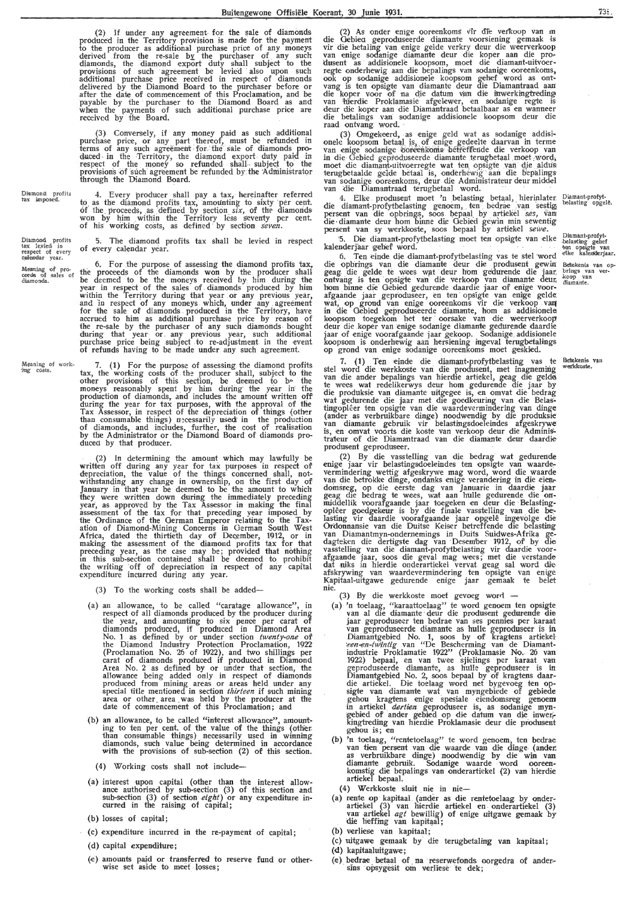(2) If under any agreement for the sale of diamonds produced in the Territory provision is made for the payment to the producer as additional purchase price of any moneys derived from the re-sale by the purchaser of any such diamonds, the diamond export duty shall subject to the provisions of such agreement be levied also upon such additional purchase price received in respect of diamonds delivered by the Diamond Board to the purchaser before or after the date of commencement of this Proclamation, and payable by the purchaser to the Diamond Board as and when the payments of such additional purchase price are received by the Board.

(3) Conversely, if any money paid as such additional purchase price, or any part thereof, must be refunded in terms of any such agreement for the sale of diamonds produced in the Territory, the diamond export duty paid in respect of the money so refunded shall subject to the provisions of such agreement be refunded by the Administrator through the Diamond Board.

Diamond profits tax imposed.

4. Every producer shall pay a tax, hereinafter referred to as the diamond profits tax, amounting to sixty per cent. of the proceeds, as defined by section *six*, of the diamonds won by him within the Territory less seventy per cent. of his working costs, as defined by section *seven*.

Diamond profits tax levied in respect of every calendar year.

5. The diamond profits tax shall be levied in respect of every calendar year.

Meaning of proceeds of sales of diamonds.

6. For the purpose of assessing the diamond profits tax, the proceeds of the diamonds won by the producer shall be deemed to be the moneys received by him during the year in respect of the sales of diamonds produced by him within the Territory during that year or any previous year, and in respect of any moneys which, under any agreement for the sale of diamonds produced in the Territory, have accrued to him as additional purchase price by reason of the re-sale by the purchaser of any such diamonds bought during that year or any previous year, such additional purchase price being subject to re-adjustment in the event of refunds having to be made under any such agreement.

Meaning of working costs.

7. (1) For the purpose of assessing the diamond profits tax, the working costs of the producer shall, subject to the other provisions of this section, be deemed to be the moneys reasonably spent by him during the year in the production of diamonds, and includes the amount written off during the year for tax purposes, with the approval of the Tax Assessor, in respect of the depreciation of things (other than consumable things) necessarily used in the production of diamonds, and includes, further, the cost of realisation by the Administrator or the Diamond Board of diamonds produced by that producer.

(2) In determining the amount which may lawfully be written off during any year for tax purposes in respect of depreciation, the value of the things concerned shall, notwithstanding any change in ownership, on the first day of January in that year be deemed to be the amount to which they were written down during the immediately preceding year, as approved by the Tax Assessor in making the final assessment of the tax for that preceding year imposed by the Ordinance of the German Emperor relating to the Taxation of Diamond-Mining Concerns in German South West Africa, dated the thirtieth day of December, 1912, or in making the assessment of the diamond profits tax for that preceding year, as the case may be; provided that nothing in this sub-section contained shall be deemed to prohibit the writing off of depreciation in respect of any capital expenditure incurred during any year.

(3) To the working costs shall be added—

(a) an allowance, to be called "caratage allowance", in respect of all diamonds produced by the producer during the year, and amounting to six pence per carat of diamonds produced, if produced in Diamond Area No. 1 as defined by or under section *twenty-one* of the Diamond Industry Protection Proclamation, 1922 (Proclamation No. 26 of 1922), and two shillings per carat of diamonds produced if produced in Diamond Area No. 2 as defined by or under that section, the allowance being added only in respect of diamonds produced from mining areas or areas held under any special title mentioned in section *thirteen* if such mining area or other area was held by the producer at the date of commencement of this Proclamation; and

(b) an allowance, to be called "interest allowance", amounting to ten per cent. of the value of the things (other than consumable things) necessarily used in winning diamonds, such value being determined in accordance with the provisions of sub-section (2) of this section.

(4) Working costs shall not include—

(a) interest upon capital (other than the interest allowance authorised by sub-section (3) of this section and sub-section (3) of section *eight*) or any expenditure incurred in the raising of capital;

(b) losses of capital;

(c) expenditure incurred in the re-payment of capital;

(d) capital expenditure;

(e) amounts paid or transferred to reserve fund or otherwise set aside to meet losses;

(2) As onder enige ooreenkoms vir die verkoop van in die Gebied geproduseerde diamante voorsiening gemaak is vir die betaling van enige gelde verkry deur die weerverkoop van enige sodanige diamante deur die koper aan die produsent as addisionele koopsom, moet die diamant-uitvoerregte onderhewig aan die bepalings van sodanige ooreenkoms, ook op sodanige addisionele koopsom gehef word as ontvang is ten opsigte van diamante deur die Diamantraad aan die koper voor of na die datum van die inwerkingtreding van hierdie Proklamasie afgelewer, en sodanige regte is deur die koper aan die Diamantraad betaalbaar as en wanneer die betalings van sodanige addisionele koopsom deur die raad ontvang word.

(3) Omgekeerd, as enige geld wat as sodanige addisionele koopsom betaal is, of enige gedeelte daarvan in terme van enige sodanige ooreenkoms betreffende die verkoop van in die Gebied geproduseerde diamante terugbetaal moet word, moet die diamant-uitvoerregte wat ten opsigte van die aldus terugbetaalde gelde betaal is, onderhewig aan die bepalings van sodanige ooreenkoms, deur die Administrateur deur middel van die Diamantraad terugbetaal word.

Diamant-profytbelasting opgelê.

4. Elke produsent moet 'n belasting betaal, hierinlater die diamant-profytbelasting genoem, ten bedrae van sestig persent van die opbrings, soos bepaal by artiekel *ses*, van die diamante deur hom binne die Gebied gewin min sewentig persent van sy werkkoste, soos bepaal by artiekel *sewe*.

Diamant-profytbelasting gehef ten opsigte van elke kalenderjaar.

5. Die diamant-profytbelasting moet ten opsigte van elke kalenderjaar gehef word.

Betekenis van opbrings van verkoop van diamante.

6. Ten einde die diamant-profytbelasting vas te stel word die opbrings van die diamante deur die produsent gewin geag die gelde te wees wat deur hom gedurende die jaar ontvang is ten opsigte van die verkoop van diamante deur hom binne die Gebied gedurende daardie jaar of enige voorafgaande jaar geproduseer, en ten opsigte van enige gelde wat, op grond van enige ooreenkoms vir die verkoop van in die Gebied geproduseerde diamante, hom as addisionele koopsom toegekom het ter oorsake van die weerverkoop deur die koper van enige sodanige diamante gedurende daardie jaar of enige voorafgaande jaar gekoop. Sodanige addisionele koopsom is onderhewig aan hersiening ingeval terugbetalings op grond van enige sodanige ooreenkoms moet geskied.

Betekenis van werkkoste.

7. (1) Ten einde die diamant-profytbelasting vas te stel word die werkkoste van die produsent, met inagneming van die ander bepalings van hierdie artiekel, geag die gelde te wees wat redelikerwys deur hom gedurende die jaar by die produksie van diamante uitgegee is, en omvat die bedrag wat gedurende die jaar met die goedkeuring van die Belastingopleêr ten opsigte van die waardevermindering van dinge (ander as verbruikbare dinge) noodwendig by die produksie van diamante gebruik vir belastingsdoeleindes afgeskrywe is, en omvat voorts die koste van verkoop deur die Administrateur of die Diamantraad van die diamante deur daardie produsent geproduseer.

(2) By die vasstelling van die bedrag wat gedurende enige jaar vir belastingsdoeleindes ten opsigte van waardevermindering wettig afgeskrywe mag word, word die waarde van die betrokke dinge, ondanks enige verandering in die eiendomsreg, op die eerste dag van Januarie in daardie jaar geag die bedrag te wees, wat aan hulle gedurende die onmiddellik voorafgaande jaar toegeken en deur die Belastingopleêr goedgekeur is by die finale vasstelling van die belasting vir daardie voorafgaande jaar opgelê ingevolge die Ordonnansie van die Duitse Keiser betreffende die belasting van Diamantmyn-ondernemings in Duits Suidwes-Afrika gedagteken die dertigste dag van Desember 1912, of by die vasstelling van die diamant-profytbelasting vir daardie voorafgaande jaar, soos die geval mag wees; met die verstande dat niks in hierdie onderartiekel vervat geag sal word die afskrywing van waardevermindering ten opsigte van enige Kapitaal-uitgawe gedurende enige jaar gemaak te belet nie.

(3) By die werkkoste moet gevoeg word —

(a) 'n toelaag, "karaattoelaag" te word genoem ten opsigte van al die diamante deur die produsent gedurende die jaar geproduseer ten bedrae van ses pennies per karaat van geproduseerde diamante as hulle geproduseer is in Diamantgebied No. 1, soos by of kragtens artiekel *een-en-twintig* van "De Bescherming van de Diamantindustrie Proklamatie 1922" (Proklamasie No. 26 van 1922) bepaal, en van twee sjielings per karaat van geproduseerde diamante, as hulle geproduseer is in Diamantgebied No. 2, soos bepaal by of kragtens daardie artiekel. Die toelaag word net bygevoeg ten opsigte van diamante wat van myngebiede of gebiede gehou kragtens enige spesiale eiendomsreg genoem in artiekel *dertien* geproduseer is, as sodanige myngebied of ander gebied op die datum van die inwerkingtreding van hierdie Proklamasie deur die produsent gehou is; en

(b) 'n toelaag, "rentetoelaag" te word genoem, ten bedrae van tien persent van die waarde van die dinge (ander as verbruikbare dinge) noodwendig by die win van diamante gebruik. Sodanige waarde word ooreenkomstig die bepalings van onderartiekel (2) van hierdie artiekel bepaal.

(4) Werkkoste sluit nie in nie—

(a) rente op kapitaal (ander as die rentetoelaag by onderartiekel (3) van hierdie artiekel en onderartiekel (3) van artiekel *agt* bewillig) of enige uitgawe gemaak by die heffing van kapitaal;

(b) verliese van kapitaal;

(c) uitgawe gemaak by die terugbetaling van kapitaal;

(d) kapitaaluitgawe;

(e) bedrae betaal of na reserwefonds oorgedra of andersins opsygesit om verliese te dek;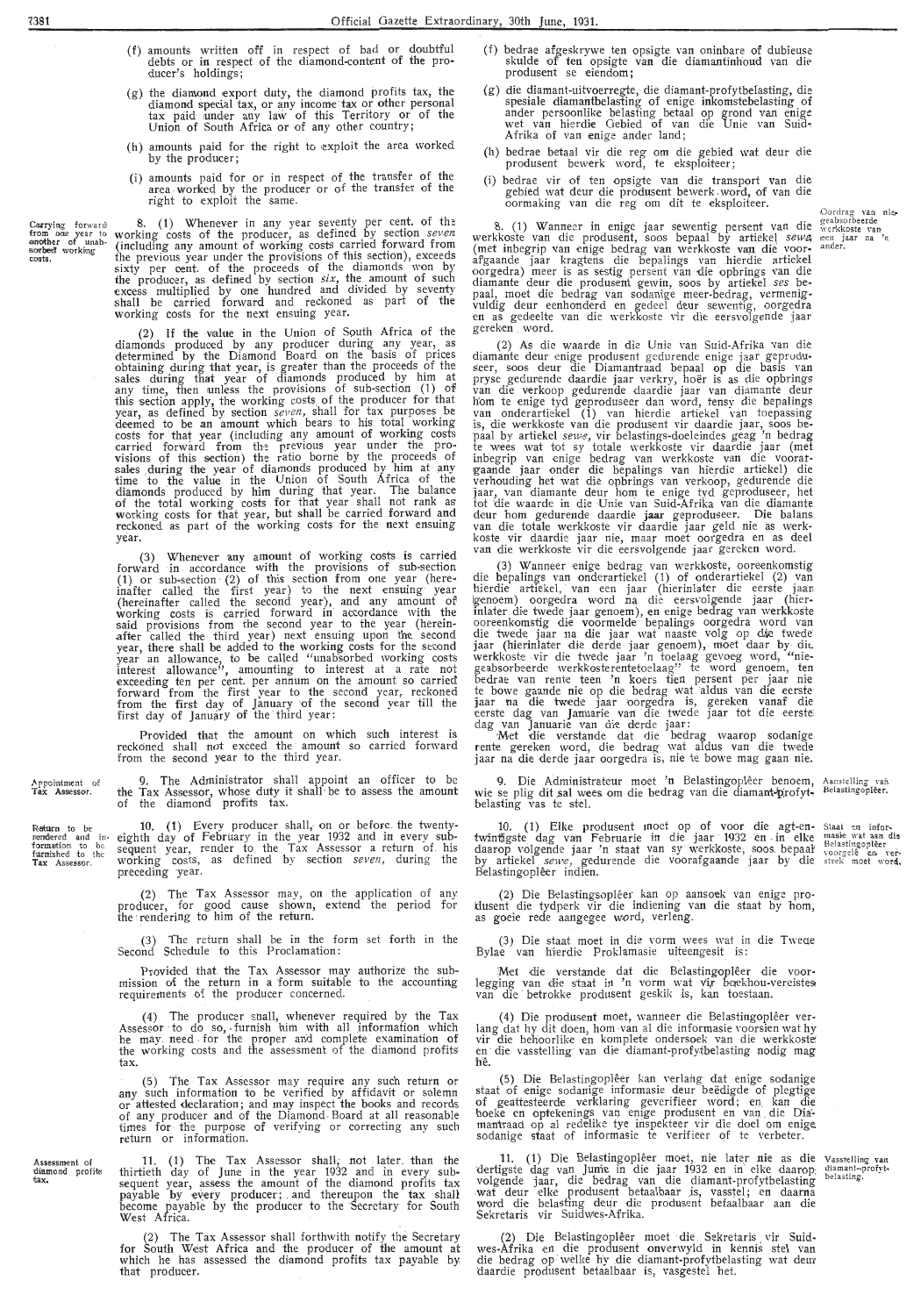(f) amounts written off in respect of bad or doubtful debts or in respect of the diamond-content of the producer's holdings;

(g) the diamond export duty, the diamond profits tax, the diamond special tax, or any income tax or other personal tax paid under any law of this Territory or of the Union of South Africa or of any other country;

(h) amounts paid for the right to exploit the area worked by the producer;

(i) amounts paid for or in respect of the transfer of the area worked by the producer or of the transfer of the right to exploit the same.

**Carrying forward from one year to another of unabsorbed working costs.**

8. (1) Whenever in any year seventy per cent. of the working costs of the producer, as defined by section *seven* (including any amount of working costs carried forward from the previous year under the provisions of this section), exceeds sixty per cent. of the proceeds of the diamonds won by the producer, as defined by section *six*, the amount of such excess multiplied by one hundred and divided by seventy shall be carried forward and reckoned as part of the working costs for the next ensuing year.

(2) If the value in the Union of South Africa of the diamonds produced by any producer during any year, as determined by the Diamond Board on the basis of prices obtaining during that year, is greater than the proceeds of the sales during that year of diamonds produced by him at any time, then unless the provisions of sub-section (1) of this section apply, the working costs of the producer for that year, as defined by section *seven*, shall for tax purposes be deemed to be an amount which bears to his total working costs for that year (including any amount of working costs carried forward from the previous year under the provisions of this section) the ratio borne by the proceeds of sales during the year of diamonds produced by him at any time to the value in the Union of South Africa of the diamonds produced by him during that year. The balance of the total working costs for that year shall not rank as working costs for that year, but shall be carried forward and reckoned as part of the working costs for the next ensuing year.

(3) Whenever any amount of working costs is carried forward in accordance with the provisions of sub-section (1) or sub-section (2) of this section from one year (hereinafter called the first year) to the next ensuing year (hereinafter called the second year), and any amount of working costs is carried forward in accordance with the said provisions from the second year to the year (hereinafter called the third year) next ensuing upon the second year, there shall be added to the working costs for the second year an allowance, to be called "unabsorbed working costs interest allowance", amounting to interest at a rate not exceeding ten per cent. per annum on the amount so carried forward from the first year to the second year, reckoned from the first day of January of the second year till the first day of January of the third year:

Provided that the amount on which such interest is reckoned shall not exceed the amount so carried forward from the second year to the third year.

**Appointment of Tax Assessor.**

9. The Administrator shall appoint an officer to be the Tax Assessor, whose duty it shall be to assess the amount of the diamond profits tax.

**Return to be rendered and information to be furnished to the Tax Assessor.**

10. (1) Every producer shall, on or before the twenty-eighth day of February in the year 1932 and in every subsequent year, render to the Tax Assessor a return of his working costs, as defined by section *seven*, during the preceding year.

(2) The Tax Assessor may, on the application of any producer, for good cause shown, extend the period for the rendering to him of the return.

(3) The return shall be in the form set forth in the Second Schedule to this Proclamation:

Provided that the Tax Assessor may authorize the submission of the return in a form suitable to the accounting requirements of the producer concerned.

(4) The producer shall, whenever required by the Tax Assessor to do so, furnish him with all information which he may need for the proper and complete examination of the working costs and the assessment of the diamond profits tax.

(5) The Tax Assessor may require any such return or any such information to be verified by affidavit or solemn or attested declaration; and may inspect the books and records of any producer and of the Diamond Board at all reasonable times for the purpose of verifying or correcting any such return or information.

**Assessment of diamond profits tax.**

11. (1) The Tax Assessor shall, not later than the thirtieth day of June in the year 1932 and in every subsequent year, assess the amount of the diamond profits tax payable by every producer; and thereupon the tax shall become payable by the producer to the Secretary for South West Africa.

(2) The Tax Assessor shall forthwith notify the Secretary for South West Africa and the producer of the amount at which he has assessed the diamond profits tax payable by that producer.

---

(f) bedrae afgeskrywe ten opsigte van oninbare of dubieuse skulde of ten opsigte van die diamantinhoud van die produsent se eiendom;

(g) die diamant-uitvoerregte, die diamant-profytbelasting, die spesiale diamantbelasting of enige inkomstebelasting of ander persoonlike belasting betaal op grond van enige wet van hierdie Gebied of van die Unie van Suid-Afrika of van enige ander land;

(h) bedrae betaal vir die reg om die gebied wat deur die produsent bewerk word, te eksploiteer;

(i) bedrae vir of ten opsigte van die transport van die gebied wat deur die produsent bewerk word, of van die oormaking van die reg om dit te eksploiteer.

**Oordrag van niegeabsorbeerde werkkoste van een jaar na 'n ander.**

8. (1) Wanneer in enige jaar sewentig persent van die werkkoste van die produsent, soos bepaal by artikel *sewe* (met inbegrip van enige bedrag van werkkoste wat die voorafgaande jaar kragtens die bepalings van hierdie artikel oorgedra) meer is as sestig persent van die opbrings van die diamante deur die produsent gewin, soos by artikel *ses* bepaal, moet die bedrag van sodanige meer-bedrag, vermenigvuldig deur eenhonderd en gedeel deur sewentig, oorgedra en as gedeelte van die werkkoste vir die eersvolgende jaar gereken word.

(2) As die waarde in die Unie van Suid-Afrika van die diamante deur enige produsent gedurende enige jaar geproduseer, soos deur die Diamantraad bepaal op die basis van pryse gedurende daardie jaar verkry, hoër is as die opbrings van die verkoop gedurende daardie jaar van diamante deur hom te enige tyd geproduseer dan word, tensy die bepalings van onderartiekel (1) van hierdie artiekel van toepassing is, die werkkoste van die produsent vir daardie jaar, soos bepaal by artikel *sewe*, vir belastings-doeleindes geag 'n bedrag te wees wat tot sy totale werkkoste vir daardie jaar (met inbegrip van enige bedrag van werkkoste van die voorafgaande jaar onder die bepalings van hierdie artiekel) die verhouding het wat die opbrings van verkoop, gedurende die jaar, van diamante deur hom te enige tyd geproduseer, het tot die waarde in die Unie van Suid-Afrika van die diamante deur hom gedurende daardie jaar geproduseer. Die balans van die totale werkkoste vir daardie jaar geld nie as werkkoste vir daardie jaar nie, maar moet oorgedra en as deel van die werkkoste vir die eersvolgende jaar gereken word.

(3) Wanneer enige bedrag van werkkoste, ooreenkomstig die bepalings van onderartiekel (1) of onderartiekel (2) van hierdie artiekel, van een jaar (hierinlater die eerste jaar genoem) oorgedra word na die eersvolgende jaar (hierinlater die twede jaar genoem), en enige bedrag van werkkoste ooreenkomstig die voormelde bepalings oorgedra word van die twede jaar na die jaar wat naaste volg op die twede jaar (hierinlater die derde jaar genoem), moet daar by die werkkoste vir die twede jaar 'n toelaag gevoeg word, "niegeabsorbeerde werkkosterentetoelaag" te word genoem, ten bedrae van rente teen 'n koers tien persent per jaar nie te bowe gaande nie op die bedrag wat aldus van die eerste jaar na die twede jaar oorgedra is, gereken vanaf die eerste dag van Januarie van die twede jaar tot die eerste dag van Januarie van die derde jaar:

Met die verstande dat die bedrag waarop sodanige rente gereken word, die bedrag wat aldus van die twede jaar na die derde jaar oorgedra is, nie te bowe mag gaan nie.

**Aanstelling van Belastingopléer.**

9. Die Administrateur moet 'n Belastingopléer benoem, wie se plig dit sal wees om die bedrag van die diamant-profytbelasting vas te stel.

**Staat en informasie wat aan die Belastingopléer voorgelê en verstrek moet word.**

10. (1) Elke produsent moet op of voor die agt-en-twintigste dag van Februarie in die jaar 1932 en in elke daarop volgende jaar 'n staat van sy werkkoste, soos bepaal by artikel *sewe*, gedurende die voorafgaande jaar by die Belastingopléer indien.

(2) Die Belastingopléer kan op aansoek van enige produsent die tydperk vir die indiening van die staat by hom, as goeie rede aangegee word, verleng.

(3) Die staat moet in die vorm wees wat in die Tweede Bylae van hierdie Proklamasie uiteengesit is:

Met die verstande dat die Belastingopléer die voorlegging van die staat in 'n vorm wat by boekhou-vereistes van die betrokke produsent geskik is, kan toestaan.

(4) Die produsent moet, wanneer die Belastingopléer verlang dat hy dit doen, hom van al die informasie voorsien wat hy vir die behoorlike en komplete ondersoek van die werkkoste en die vasstelling van die diamant-profytbelasting nodig mag hê.

(5) Die Belastingopléer kan verlang dat enige sodanige staat of enige sodanige informasie deur beëdigde of plegtige of geattesteerde verklaring geverifieer word; en kan die boeke en optekenings van enige produsent en van die Diamantraad op al redelike tye inspekteer vir die doel om enige sodanige staat of informasie te verifieer of te verbeter.

**Vasstelling van diamant-profytbelasting.**

11. (1) Die Belastingopléer moet, nie later nie as die dertigste dag van Junie in die jaar 1932 en in elke daaropvolgende jaar, die bedrag van die diamant-profytbelasting wat deur elke produsent betaalbaar is, vasstel; en daarna word die belasting deur die produsent betaalbaar aan die Sekretaris vir Suidwes-Afrika.

(2) Die Belastingopléer moet die Sekretaris vir Suidwes-Afrika en die produsent onverwyld in kennis stel van die bedrag op welke hy die diamant-profytbelasting wat deur daardie produsent betaalbaar is, vasgestel het.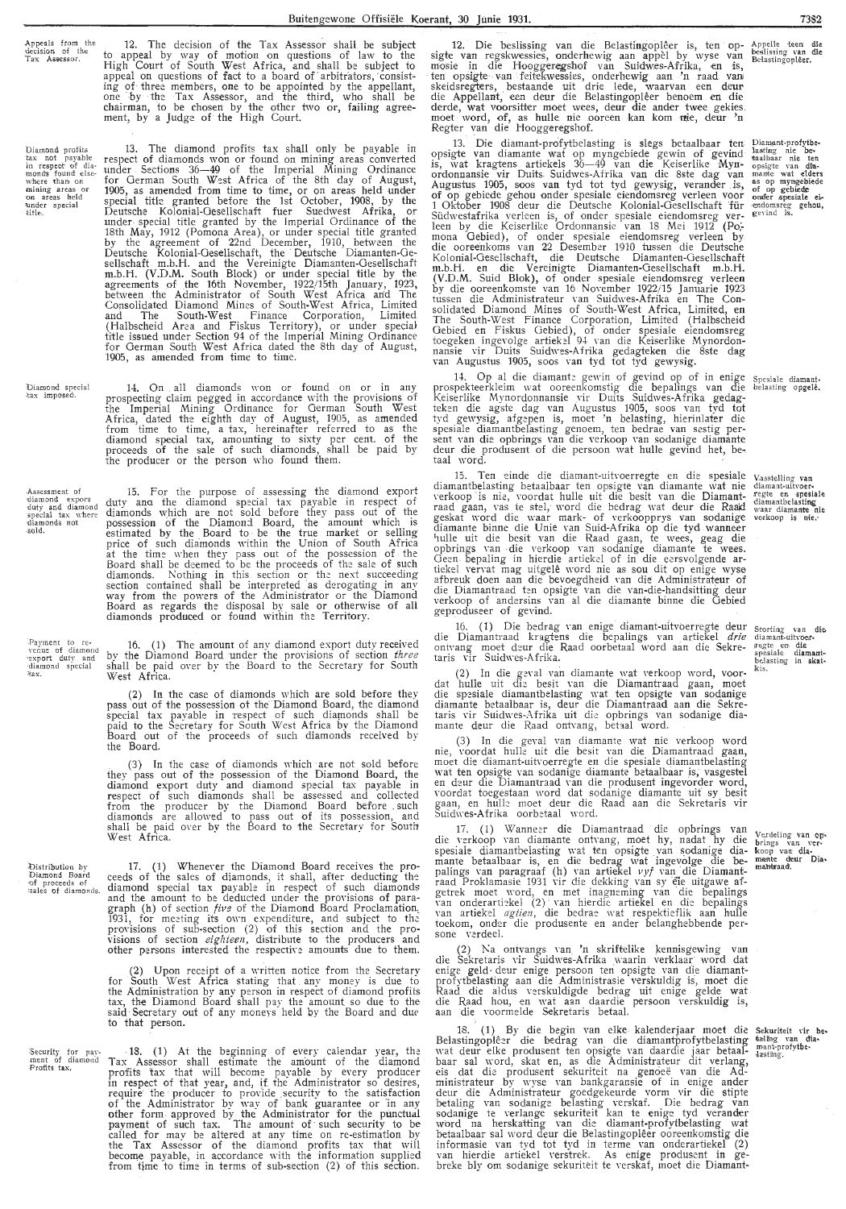Appeals from the decision of the Tax Assessor.

12. The decision of the Tax Assessor shall be subject to appeal by way of motion on questions of law to the High Court of South West Africa, and shall be subject to appeal on questions of fact to a board of arbitrators, consisting of three members, one to be appointed by the appellant, one by the Tax Assessor, and the third, who shall be chairman, to be chosen by the other two or, failing agreement, by a Judge of the High Court.

Diamond profits tax not payable in respect of diamonds found elsewhere than on mining areas or on areas held under special title.

13. The diamond profits tax shall only be payable in respect of diamonds won or found on mining areas converted under Sections 36—49 of the Imperial Mining Ordinance for German South West Africa of the 8th day of August, 1905, as amended from time to time, or on areas held under special title granted before the 1st October, 1908, by the Deutsche Kolonial-Gesellschaft fuer Suedwest Afrika, or under special title granted by the Imperial Ordinance of the 18th May, 1912 (Pomona Area), or under special title granted by the agreement of 22nd December, 1910, between the Deutsche Kolonial-Gesellschaft, the Deutsche Diamanten-Gesellschaft m.b.H. and the Vereinigte Diamanten-Gesellschaft m.b.H. (V.D.M. South Block) or under special title by the agreements of the 16th November, 1922/15th January, 1923, between the Administrator of South West Africa and The Consolidated Diamond Mines of South-West Africa, Limited and The South-West Finance Corporation, Limited (Halbscheid Area and Fiskus Territory), or under special title issued under Section 94 of the Imperial Mining Ordinance for German South West Africa dated the 8th day of August, 1905, as amended from time to time.

Diamond special tax imposed.

14. On all diamonds won or found on or in any prospecting claim pegged in accordance with the provisions of the Imperial Mining Ordinance for German South West Africa, dated the eighth day of August, 1905, as amended from time to time, a tax, hereinafter referred to as the diamond special tax, amounting to sixty per cent. of the proceeds of the sale of such diamonds, shall be paid by the producer or the person who found them.

Assessment of diamond export duty and diamond special tax where diamonds not sold.

15. For the purpose of assessing the diamond export duty and the diamond special tax payable in respect of diamonds which are not sold before they pass out of the possession of the Diamond Board, the amount which is estimated by the Board to be the true market or selling price of such diamonds within the Union of South Africa at the time when they pass out of the possession of the Board shall be deemed to be the proceeds of the sale of such diamonds. Nothing in this section or the next succeeding section contained shall be interpreted as derogating in any way from the powers of the Administrator or the Diamond Board as regards the disposal by sale or otherwise of all diamonds produced or found within the Territory.

Payment to revenue of diamond export duty and diamond special tax.

16. (1) The amount of any diamond export duty received by the Diamond Board under the provisions of section *three* shall be paid over by the Board to the Secretary for South West Africa.

(2) In the case of diamonds which are sold before they pass out of the possession of the Diamond Board, the diamond special tax payable in respect of such diamonds shall be paid to the Secretary for South West Africa by the Diamond Board out of the proceeds of such diamonds received by the Board.

(3) In the case of diamonds which are not sold before they pass out of the possession of the Diamond Board, the diamond export duty and diamond special tax payable in respect of such diamonds shall be assessed and collected from the producer by the Diamond Board before such diamonds are allowed to pass out of its possession, and shall be paid over by the Board to the Secretary for South West Africa.

Distribution by Diamond Board of proceeds of sales of diamonds.

17. (1) Whenever the Diamond Board receives the proceeds of the sales of diamonds, it shall, after deducting the diamond special tax payable in respect of such diamonds and the amount to be deducted under the provisions of paragraph (h) of section *five* of the Diamond Board Proclamation, 1931, for meeting its own expenditure, and subject to the provisions of sub-section (2) of this section and the provisions of section *eighteen*, distribute to the producers and other persons interested the respective amounts due to them.

(2) Upon receipt of a written notice from the Secretary for South West Africa stating that any money is due to the Administration by any person in respect of diamond profits tax, the Diamond Board shall pay the amount so due to the said Secretary out of any moneys held by the Board and due to that person.

Security for payment of diamond Profits tax.

18. (1) At the beginning of every calendar year, the Tax Assessor shall estimate the amount of the diamond profits tax that will become payable by every producer in respect of that year, and, if the Administrator so desires, require the producer to provide security to the satisfaction of the Administrator by way of bank guarantee or in any other form approved by the Administrator for the punctual payment of such tax. The amount of such security to be called for may be altered at any time on re-estimation by the Tax Assessor of the diamond profits tax that will become payable, in accordance with the information supplied from time to time in terms of sub-section (2) of this section.

Appelle teen die beslissing van die Belastingopl̂eer.

12. Die beslissing van die Belastingopl̂eer is, ten opsigte van regskwessies, onderhewig aan appèl by wyse van mosie in die Hooggeregshof van Suidwes-Afrika, en is, ten opsigte van feitekwessies, onderhewig aan 'n raad van skeidsregters, bestaande uit drie lede, waarvan een deur die Appellant, een deur die Belastingopl̂eer benoem en die derde, wat voorsitter moet wees, deur die ander twee gekies moet word, of, as hulle nie ooreen kan kom nie, deur 'n Regter van die Hooggeregshof.

Diamant-profytbelasting nie betaalbaar nie ten opsigte van diamante wat elders as op myngebiede of op gebiede onder spesiale eiendomsreg gehou, gevind is.

13. Die diamant-profytbelasting is slegs betaalbaar ten opsigte van diamante wat op myngebiede gewin of gevind is, wat kragtens artiekels 36—49 van die Keiserlike Mynordonnansie vir Duits Suidwes-Afrika van die 8ste dag van Augustus 1905, soos van tyd tot tyd gewysig, verander is, of op gebiede gehou onder spesiale eiendomsreg verleen voor 1 Oktober 1908 deur die Deutsche Kolonial-Gesellschaft für Südwestafrika verleen is, of onder spesiale eiendomsreg verleen by die Keiserlike Ordonnansie van 18 Mei 1912 (Pomona Gebied), of onder spesiale eiendomsreg verleen by die ooreenkoms van 22 Desember 1910 tussen die Deutsche Kolonial-Gesellschaft, die Deutsche Diamanten-Gesellschaft m.b.H. en die Vereinigte Diamanten-Gesellschaft m.b.H. (V.D.M. Suid Blok), of onder spesiale eiendomsreg verleen by die ooreenkomste van 16 November 1922/15 Januarie 1923 tussen die Administrateur van Suidwes-Afrika en The Consolidated Diamond Mines of South-West Africa, Limited, en The South-West Finance Corporation, Limited (Halbscheid Gebied en Fiskus Gebied), of onder spesiale eiendomsreg toegeken ingevolge artiekel 94 van die Keiserlike Mynordonnansie vir Duits Suidwes-Afrika gedagteken die 8ste dag van Augustus 1905, soos van tyd tot tyd gewysig.

Spesiale diamantbelasting opgelê.

14. Op al die diamante gewin of gevind op of in enige prospekteerkleim wat ooreenkomstig die bepalings van die Keiserlike Mynordonnansie vir Duits Suidwes-Afrika gedagteken die agtste dag van Augustus 1905, soos van tyd tot tyd gewysig, afgepen is, moet 'n belasting, hierinlater die spesiale diamantbelasting genoem, ten bedrae van sestig persent van die opbrings van die verkoop van sodanige diamante deur die produsent of die persoon wat hulle gevind het, betaal word.

Vasstelling van diamant-uitvoerregte en spesiale diamantbelasting waar diamante nie verkoop is nie.

15. Ten einde die diamant-uitvoerregte en die spesiale diamantbelasting betaalbaar ten opsigte van diamante wat nie verkoop is nie, voordat hulle uit die besit van die Diamantraad gaan, vas te stel, word die bedrag wat deur die Raad geskat word die ware mark- of verkoopprys van sodanige diamante binne die Unie van Suid-Afrika op die tyd wanneer hulle uit die besit van die Raad gaan, te wees, geag die opbrings van die verkoop van sodanige diamante te wees. Geen bepaling in hierdie artiekel of in die eersvolgende artiekel vervat mag uitgelê word nie as sou dit op enige wyse afbreuk doen aan die bevoegdheid van die Administrateur of die Diamantraad ten opsigte van die van-die-handsitting deur verkoop of andersins van al die diamante binne die Gebied geproduseer of gevind.

Storting van die diamant-uitvoerregte en die spesiale diamantbelasting in skatkis.

16. (1) Die bedrag van enige diamant-uitvoerregte deur die Diamantraad kragtens die bepalings van artiekel *drie* ontvang moet deur die Raad oorbetaal word aan die Sekretaris vir Suidwes-Afrika.

(2) In die geval van diamante wat verkoop word, voordat hulle uit die besit van die Diamantraad gaan, moet die spesiale diamantbelasting wat ten opsigte van sodanige diamante betaalbaar is, deur die Diamantraad aan die Sekretaris vir Suidwes-Afrika uit die opbrings van sodanige diamante deur die Raad ontvang, betaal word.

(3) In die geval van diamante wat nie verkoop word nie, voordat hulle uit die besit van die Diamantraad gaan, moet die diamant-uitvoerregte en die spesiale diamantbelasting wat ten opsigte van sodanige diamante betaalbaar is, vasgestel en deur die Diamantraad van die produsent ingevorder word, voordat toegestaan word dat sodanige diamante uit sy besit gaan, en hulle moet deur die Raad aan die Sekretaris vir Suidwes-Afrika oorbetaal word.

Verdeling van opbrings van verkoop van diamante deur Diamantraad.

17. (1) Wanneer die Diamantraad die opbrings van die verkoop van diamante ontvang, moet hy, nadat hy die spesiale diamantbelasting wat ten opsigte van sodanige diamante betaalbaar is, en die bedrag wat ingevolge die bepalings van paragraaf (h) van artiekel *vyf* van die Diamantraad Proklamasie 1931 vir die dekking van sy eie uitgawe afgetrek moet word, en met inagneming van die bepalings van onderartiekel (2) van hierdie artiekel en die bepalings van artiekel *agtien*, die bedrae wat respektiewelik aan hulle toekom, onder die produsente en ander belanghebbende persone verdeel.

(2) Na ontvangs van 'n skriftelike kennisgewing van die Sekretaris vir Suidwes-Afrika waarin verklaar word dat enige geld deur enige persoon ten opsigte van die diamant-profytbelasting aan die Administrasie verskuldig is, moet die Raad die aldus verskuldigde bedrag uit enige gelde wat die Raad hou, en wat aan daardie persoon verskuldig is, aan die voormelde Sekretaris betaal.

Sekuriteit vir betaling van diamant-profytbelasting.

18. (1) By die begin van elke kalenderjaar moet die Belastingopl̂eer die bedrag van die diamantprofytbelasting wat deur elke produsent ten opsigte van daardie jaar betaalbaar sal word, skat en, as die Administrateur dit verlang, eis dat die produsent sekuriteit na genoeë van die Administrateur by wyse van bankgaransie of in enige ander deur die Administrateur goedgekeurde vorm vir die stipte betaling van sodanige belasting verskaf. Die bedrag van sodanige te verlange sekuriteit kan te enige tyd verander word na herskatting van die diamant-profytbelasting wat betaalbaar sal word deur die Belastingopl̂eer ooreenkomstig die informasie van tyd tot tyd in terme van onderartiekel (2) van hierdie artiekel verstrek. As enige produsent in gebreke bly om sodanige sekuriteit te verskaf, moet die Diamant-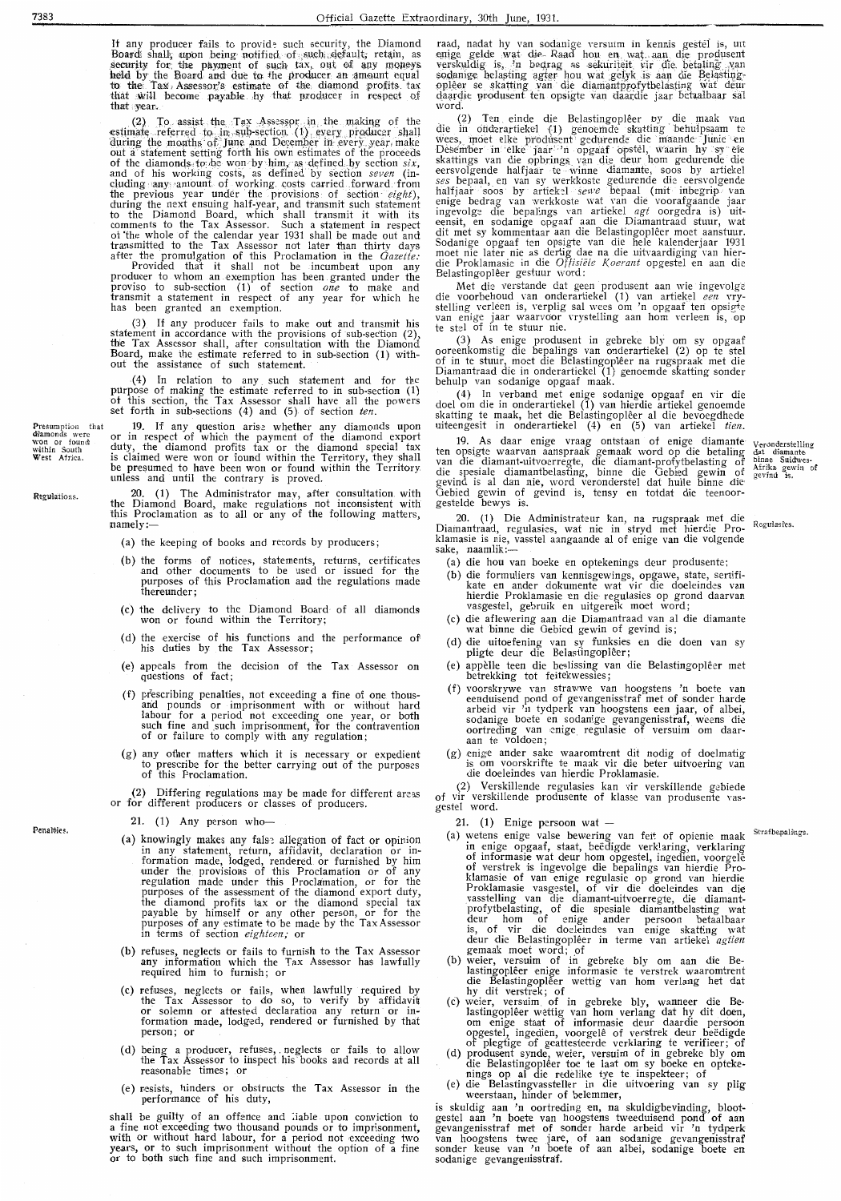If any producer fails to provide such security, the Diamond Board shall, upon being notified of such default, retain, as security for the payment of such tax, out of any moneys held by the Board and due to the producer an amount equal to the Tax Assessor's estimate of the diamond profits tax that will become payable by that producer in respect of that year.

(2) To assist the Tax Assessor in the making of the estimate referred to in sub-section (1) every producer shall during the months of June and December in every year make out a statement setting forth his own estimates of the proceeds of the diamonds to be won by him, as defined by section *six*, and of his working costs, as defined by section *seven* (including any amount of working costs carried forward from the previous year under the provisions of section *eight*), during the next ensuing half-year, and transmit such statement to the Diamond Board, which shall transmit it with its comments to the Tax Assessor. Such a statement in respect of the whole of the calendar year 1931 shall be made out and transmitted to the Tax Assessor not later than thirty days after the promulgation of this Proclamation in the *Gazette*:

Provided that it shall not be incumbent upon any producer to whom an exemption has been granted under the proviso to sub-section (1) of section *one* to make and transmit a statement in respect of any year for which he has been granted an exemption.

(3) If any producer fails to make out and transmit his statement in accordance with the provisions of sub-section (2), the Tax Assessor shall, after consultation with the Diamond Board, make the estimate referred to in sub-section (1) without the assistance of such statement.

(4) In relation to any such statement and for the purpose of making the estimate referred to in sub-section (1) of this section, the Tax Assessor shall have all the powers set forth in sub-sections (4) and (5) of section *ten*.

*Presumption that diamonds were won or found within South West Africa.*

19. If any question arise whether any diamonds upon or in respect of which the payment of the diamond export duty, the diamond profits tax or the diamond special tax is claimed were won or found within the Territory, they shall be presumed to have been won or found within the Territory unless and until the contrary is proved.

*Regulations.*

20. (1) The Administrator may, after consultation with the Diamond Board, make regulations not inconsistent with this Proclamation as to all or any of the following matters, namely:—

(a) the keeping of books and records by producers;

(b) the forms of notices, statements, returns, certificates and other documents to be used or issued for the purposes of this Proclamation and the regulations made thereunder;

(c) the delivery to the Diamond Board of all diamonds won or found within the Territory;

(d) the exercise of his functions and the performance of his duties by the Tax Assessor;

(e) appeals from the decision of the Tax Assessor on questions of fact;

(f) prescribing penalties, not exceeding a fine of one thousand pounds or imprisonment with or without hard labour for a period not exceeding one year, or both such fine and such imprisonment, for the contravention of or failure to comply with any regulation;

(g) any other matters which it is necessary or expedient to prescribe for the better carrying out of the purposes of this Proclamation.

(2) Differing regulations may be made for different areas or for different producers or classes of producers.

*Penalties.*

21. (1) Any person who—

(a) knowingly makes any false allegation of fact or opinion in any statement, return, affidavit, declaration or information made, lodged, rendered or furnished by him under the provisions of this Proclamation or of any regulation made under this Proclamation, or for the purposes of the assessment of the diamond export duty, the diamond profits tax or the diamond special tax payable by himself or any other person, or for the purposes of any estimate to be made by the Tax Assessor in terms of section *eighteen*; or

(b) refuses, neglects or fails to furnish to the Tax Assessor any information which the Tax Assessor has lawfully required him to furnish; or

(c) refuses, neglects or fails, when lawfully required by the Tax Assessor to do so, to verify by affidavit or solemn or attested declaration any return or information made, lodged, rendered or furnished by that person; or

(d) being a producer, refuses, neglects or fails to allow the Tax Assessor to inspect his books and records at all reasonable times; or

(e) resists, hinders or obstructs the Tax Assessor in the performance of his duty,

shall be guilty of an offence and liable upon conviction to a fine not exceeding two thousand pounds or to imprisonment, with or without hard labour, for a period not exceeding two years, or to such imprisonment without the option of a fine or to both such fine and such imprisonment.

raad, nadat hy van sodanige versuim in kennis gestel is, uit enige gelde wat die Raad hou en wat aan die produsent verskuldig is, 'n bedrag as sekuriteit vir die betaling van sodanige belasting agter hou wat gelyk is aan die Belastingopleêr se skatting van die diamantprofytbelasting wat deur daardie produsent ten opsigte van daardie jaar betaalbaar sal word.

(2) Ten einde die Belastingopleêr by die maak van die in onderartiekel (1) genoemde skatting behulpsaam te wees, moet elke produsent gedurende die maande Junie en Desember in elke jaar 'n opgaaf opstel, waarin hy sy eie skattings van die opbrings van die deur hom gedurende die eersvolgende halfjaar te winne diamante, soos by artiekel *ses* bepaal, en van sy werkkoste gedurende die eersvolgende halfjaar soos by artiekel *sewe* bepaal (met inbegrip van enige bedrag van werkkoste wat van die voorafgaande jaar ingevolge die bepalings van artiekel *agt* oorgedra is) uiteensit, en sodanige opgaaf aan die Diamantraad stuur, wat dit met sy kommentaar aan die Belastingopleêr moet aanstuur. Sodanige opgaaf ten opsigte van die hele kalenderjaar 1931 moet nie later nie as dertig dae na die uitvaardiging van hierdie Proklamasie in die *Offisiële Koerant* opgestel en aan die Belastingopleêr gestuur word:

Met die verstande dat geen produsent aan wie ingevolge die voorbehoud van onderartiekel (1) van artiekel *een* vrystelling verleen is, verplig sal wees om 'n opgaaf ten opsigte van enige jaar waarvoor vrystelling aan hom verleen is, op te stel of in te stuur nie.

(3) As enige produsent in gebreke bly om sy opgaaf ooreenkomstig die bepalings van onderartiekel (2) op te stel of in te stuur, moet die Belastingopleêr na rugspraak met die Diamantraad die in onderartiekel (1) genoemde skatting sonder behulp van sodanige opgaaf maak.

(4) In verband met enige sodanige opgaaf en vir die doel om die in onderartiekel (1) van hierdie artiekel genoemde skatting te maak, het die Belastingopleêr al die bevoegdhede uiteengesit in onderartiekel (4) en (5) van artiekel *tien*.

*Veronderstelling dat diamante binne Suidwes-Afrika gewin of gevind is.*

19. As daar enige vraag ontstaan of enige diamante ten opsigte waarvan aanspraak gemaak word op die betaling van die diamant-uitvoerregte, die diamant-profytbelasting of die spesiale diamantbelasting, binne die Gebied gewin of gevind is al dan nie, word veronderstel dat hulle binne die Gebied gewin of gevind is, tensy en totdat die teenoorgestelde bewys is.

*Regulasies.*

20. (1) Die Administrateur kan, na rugspraak met die Diamantraad, regulasies, wat nie in stryd met hierdie Proklamasie is nie, vasstel aangaande al of enige van die volgende sake, naamlik:—

(a) die hou van boeke en optekenings deur produsente;

(b) die formuliers van kennisgewings, opgawe, state, sertifikate en ander dokumente wat vir die doeleindes van hierdie Proklamasie en die regulasies op grond daarvan vasgestel, gebruik en uitgereik moet word;

(c) die aflewering aan die Diamantraad van al die diamante wat binne die Gebied gewin of gevind is;

(d) die uitoefening van sy funksies en die doen van sy pligte deur die Belastingopleêr;

(e) appèlle teen die beslissing van die Belastingopleêr met betrekking tot feitekwessies;

(f) voorskrywe van strawwe van hoogstens 'n boete van eenduisend pond of gevangenisstraf met of sonder harde arbeid vir 'n tydperk van hoogstens een jaar, of albei, sodanige boete en sodanige gevangenisstraf, weens die oortreding van enige regulasie of versuim om daaraan te voldoen;

(g) enige ander sake waaromtrent dit nodig of doelmatig is om voorskrifte te maak vir die beter uitvoering van die doeleindes van hierdie Proklamasie.

(2) Verskillende regulasies kan vir verskillende gebiede of vir verskillende produsente of klasse van produsente vasgestel word.

*Strafbepalings.*

21. (1) Enige persoon wat —

(a) wetens enige valse bewering van feit of opienie maak in enige opgaaf, staat, beëdigde verklaring, verklaring of informasie wat deur hom opgestel, ingedien, voorgelê of verstrek is ingevolge die bepalings van hierdie Proklamasie of van enige regulasie op grond van hierdie Proklamasie vasgestel, of vir die doeleindes van die vasstelling van die diamant-uitvoerregte, die diamant-profytbelasting, of die spesiale diamantbelasting wat deur hom of enige ander persoon betaalbaar is, of vir die doeleindes van enige skatting wat deur die Belastingopleêr in terme van artiekel *agtien* gemaak moet word; of

(b) weier, versuim of in gebreke bly om aan die Belastingopleêr enige informasie te verstrek waaromtrent die Belastingopleêr wettig van hom verlang het dat hy dit verstrek; of

(c) weier, versuim of in gebreke bly, wanneer die Belastingopleêr wettig van hom verlang dat hy dit doen, om enige staat of informasie deur daardie persoon opgestel, ingedien, voorgelê of verstrek deur beëdigde of plegtige of geattesteerde verklaring te verifieer; of

(d) produsent synde, weier, versuim of in gebreke bly om die Belastingopleêr toe te laat om sy boeke en optekenings op al die redelike tye te inspekteer; of

(e) die Belastingvassteller in die uitvoering van sy plig weerstaan, hinder of belemmer,

is skuldig aan 'n oortreding en, na skuldigbevinding, blootgestel aan 'n boete van hoogstens tweeduisend pond of aan gevangenisstraf met of sonder harde arbeid vir 'n tydperk van hoogstens twee jare, of aan sodanige gevangenisstraf sonder keuse van 'n boete of aan albei, sodanige boete en sodanige gevangenisstraf.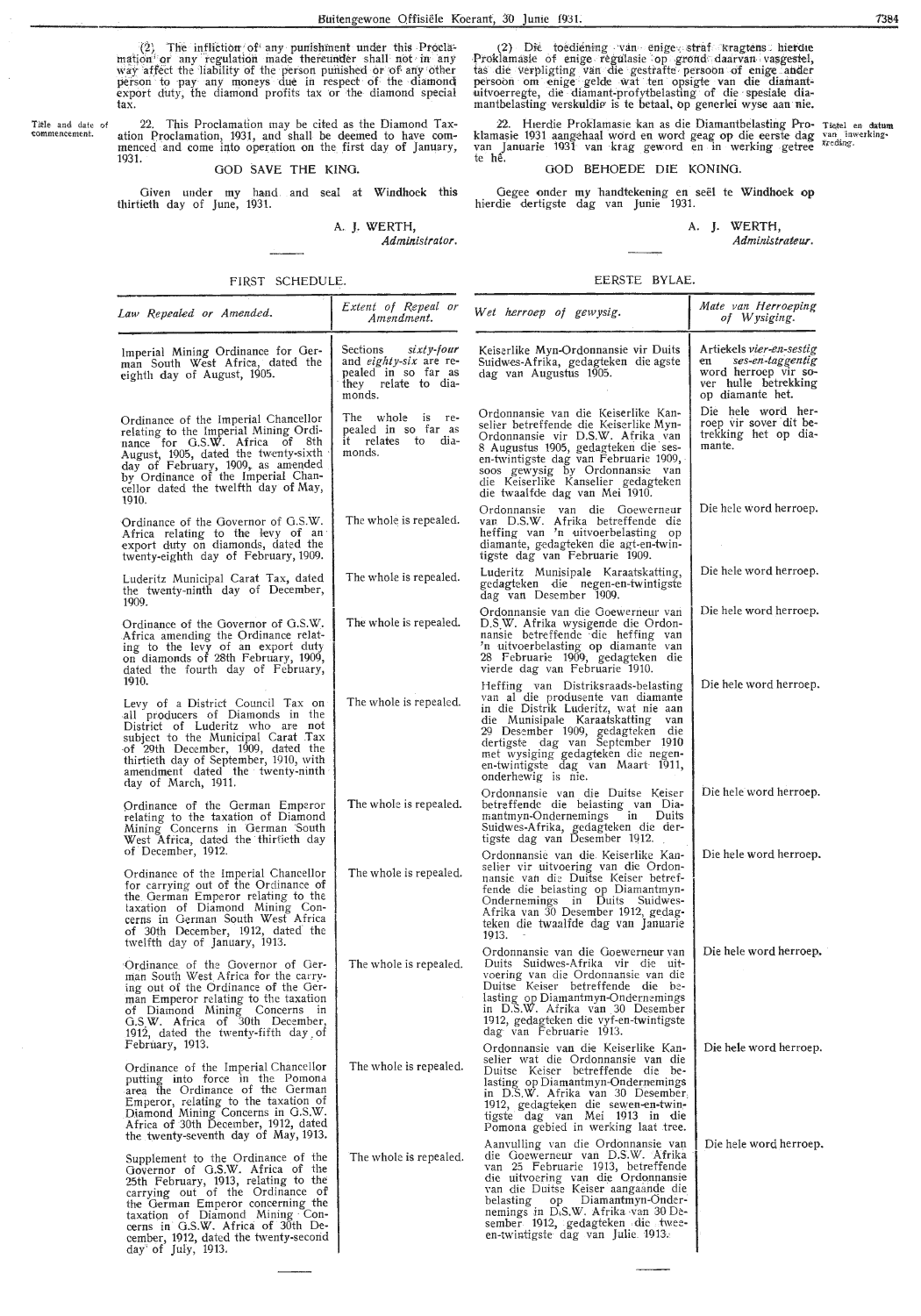(2) The infliction of any punishment under this Proclamation or any regulation made thereunder shall not in any way affect the liability of the person punished or of any other person to pay any moneys due in respect of the diamond export duty, the diamond profits tax or the diamond special tax.

Title and date of commencement.

22. This Proclamation may be cited as the Diamond Taxation Proclamation, 1931, and shall be deemed to have commenced and come into operation on the first day of January, 1931.

GOD SAVE THE KING.

Given under my hand and seal at Windhoek this thirtieth day of June, 1931.

A. J. WERTH,
*Administrator.*

(2) Die toediening van enige straf kragtens hierdie Proklamasie of enige regulasie op grond daarvan vasgestel, tas die verpligting van die gestrafte persoon of enige ander persoon om enige gelde wat ten opsigte van die diamant-uitvoerregte, die diamant-profytbelasting of die spesiale diamantbelasting verskuldig is te betaal, op generlei wyse aan nie.

22. Hierdie Proklamasie kan as die Diamantbelasting Proklamasie 1931 aangehaal word en word geag op die eerste dag van Januarie 1931 van krag geword en in werking getree te hê.

Titel en datum van inwerkingtreding.

GOD BEHOEDE DIE KONING.

Gegee onder my handtekening en seël te Windhoek op hierdie dertigste dag van Junie 1931.

A. J. WERTH,
*Administrateur.*

FIRST SCHEDULE.

| *Law Repealed or Amended.* | *Extent of Repeal or Amendment.* |
|---|---|
| Imperial Mining Ordinance for German South West Africa, dated the eighth day of August, 1905. | Sections *sixty-four* and *eighty-six* are repealed in so far as they relate to diamonds. |
| Ordinance of the Imperial Chancellor relating to the Imperial Mining Ordinance for G.S.W. Africa of 8th August, 1905, dated the twenty-sixth day of February, 1909, as amended by Ordinance of the Imperial Chancellor dated the twelfth day of May, 1910. | The whole is repealed in so far as it relates to diamonds. |
| Ordinance of the Governor of G.S.W. Africa relating to the levy of an export duty on diamonds, dated the twenty-eighth day of February, 1909. | The whole is repealed. |
| Luderitz Municipal Carat Tax, dated the twenty-ninth day of December, 1909. | The whole is repealed. |
| Ordinance of the Governor of G.S.W. Africa amending the Ordinance relating to the levy of an export duty on diamonds of 28th February, 1909, dated the fourth day of February, 1910. | The whole is repealed. |
| Levy of a District Council Tax on all producers of Diamonds in the District of Luderitz who are not subject to the Municipal Carat Tax of 29th December, 1909, dated the thirtieth day of September, 1910, with amendment dated the twenty-ninth day of March, 1911. | The whole is repealed. |
| Ordinance of the German Emperor relating to the taxation of Diamond Mining Concerns in German South West Africa, dated the thirtieth day of December, 1912. | The whole is repealed. |
| Ordinance of the Imperial Chancellor for carrying out of the Ordinance of the German Emperor relating to the taxation of Diamond Mining Concerns in German South West Africa of 30th December, 1912, dated the twelfth day of January, 1913. | The whole is repealed. |
| Ordinance of the Governor of German South West Africa for the carrying out of the Ordinance of the German Emperor relating to the taxation of Diamond Mining Concerns in G.S.W. Africa of 30th December, 1912, dated the twenty-fifth day of February, 1913. | The whole is repealed. |
| Ordinance of the Imperial Chancellor putting into force in the Pomona area the Ordinance of the German Emperor, relating to the taxation of Diamond Mining Concerns in G.S.W. Africa of 30th December, 1912, dated the twenty-seventh day of May, 1913. | The whole is repealed. |
| Supplement to the Ordinance of the Governor of G.S.W. Africa of the 25th February, 1913, relating to the carrying out of the Ordinance of the German Emperor concerning the taxation of Diamond Mining Concerns in G.S.W. Africa of 30th December, 1912, dated the twenty-second day of July, 1913. | The whole is repealed. |

EERSTE BYLAE.

| *Wet herroep of gewysig.* | *Mate van Herroeping of Wysiging.* |
|---|---|
| Keiserlike Myn-Ordonnansie vir Duits Suidwes-Afrika, gedagteken die agste dag van Augustus 1905. | Artiekels *vier-en-sestig* en *ses-en-taggentig* word herroep vir sover hulle betrekking op diamante het. |
| Ordonnansie van die Keiserlike Kanselier betreffende die Keiserlike Myn-Ordonnansie vir D.S.W. Afrika van 8 Augustus 1905, gedagteken die ses-en-twintigste dag van Februarie 1909, soos gewysig by Ordonnansie van die Keiserlike Kanselier gedagteken die twaalfde dag van Mei 1910. | Die hele word herroep vir sover dit betrekking het op diamante. |
| Ordonnansie van die Goewerneur van D.S.W. Afrika betreffende die heffing van 'n uitvoerbelasting op diamante, gedagteken die agt-en-twintigste dag van Februarie 1909. | Die hele word herroep. |
| Luderitz Munisipale Karaatskatting, gedagteken die negen-en-twintigste dag van Desember 1909. | Die hele word herroep. |
| Ordonnansie van die Goewerneur van D.S.W. Afrika wysigende die Ordonnansie betreffende die heffing van 'n uitvoerbelasting op diamante van 28 Februarie 1909, gedagteken die vierde dag van Februarie 1910. | Die hele word herroep. |
| Heffing van Distriksraads-belasting van al die produsente van diamante in die Distrik Luderitz, wat nie aan die Munisipale Karaatskatting van 29 Desember 1909, gedagteken die dertigste dag van September 1910 met wysiging gedagteken die negen-en-twintigste dag van Maart 1911, onderhewig is nie. | Die hele word herroep. |
| Ordonnansie van die Duitse Keiser betreffende die belasting van Diamantmyn-Ondernemings in Duits Suidwes-Afrika, gedagteken die dertigste dag van Desember 1912. | Die hele word herroep. |
| Ordonnansie van die Keiserlike Kanselier vir uitvoering van die Ordonnansie van die Duitse Keiser betreffende die belasting op Diamantmyn-Ondernemings in Duits Suidwes-Afrika van 30 Desember 1912, gedagteken die twaalfde dag van Januarie 1913. | Die hele word herroep. |
| Ordonnansie van die Goewerneur van Duits Suidwes-Afrika vir die uitvoering van die Ordonnansie van die Duitse Keiser betreffende die belasting op Diamantmyn-Ondernemings in D.S.W. Afrika van 30 Desember 1912, gedagteken die vyf-en-twintigste dag van Februarie 1913. | Die hele word herroep. |
| Ordonnansie van die Keiserlike Kanselier wat die Ordonnansie van die Duitse Keiser betreffende die belasting op Diamantmyn-Ondernemings in D.S.W. Afrika van 30 Desember 1912, gedagteken die sewen-en-twintigste dag van Mei 1913 in die Pomona gebied in werking laat tree. | Die hele word herroep. |
| Aanvulling van die Ordonnansie van die Goewerneur van D.S.W. Afrika van 25 Februarie 1913, betreffende die uitvoering van die Ordonnansie van die Duitse Keiser aangaande die belasting op Diamantmyn-Ondernemings in D.S.W. Afrika van 30 Desember 1912, gedagteken die twee-en-twintigste dag van Julie 1913. | Die hele word herroep. |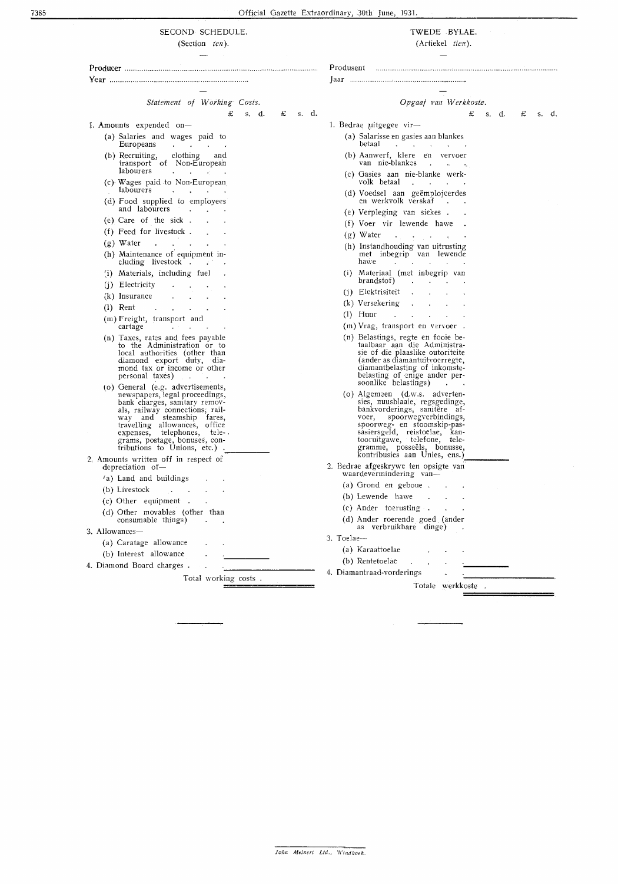## SECOND SCHEDULE.

(Section *ten*).

Producer ..............................

Year ..............................

*Statement of Working Costs.*

| | £ s. d. | £ s. d. |
|---|---|---|
| 1. Amounts expended on— | | |
| (a) Salaries and wages paid to Europeans . . . . | | |
| (b) Recruiting, clothing and transport of Non-European labourers . . . . | | |
| (c) Wages paid to Non-European labourers . . . . | | |
| (d) Food supplied to employees and labourers . . . | | |
| (e) Care of the sick . . . | | |
| (f) Feed for livestock . . . | | |
| (g) Water . . . . . | | |
| (h) Maintenance of equipment including livestock . . . | | |
| (i) Materials, including fuel . | | |
| (j) Electricity . . . . | | |
| (k) Insurance . . . . | | |
| (l) Rent . . . . . | | |
| (m) Freight, transport and cartage . . . . | | |
| (n) Taxes, rates and fees payable to the Administration or to local authorities (other than diamond export duty, diamond tax or income or other personal taxes) . . . | | |
| (o) General (e.g. advertisements, newspapers, legal proceedings, bank charges, sanitary removals, railway connections, railway and steamship fares, travelling allowances, office expenses, telephones, telegrams, postage, bonuses, contributions to Unions, etc.) . | | |
| 2. Amounts written off in respect of depreciation of— | | |
| (a) Land and buildings . . | | |
| (b) Livestock . . . . | | |
| (c) Other equipment . . | | |
| (d) Other movables (other than consumable things) . . | | |
| 3. Allowances— | | |
| (a) Caratage allowance . . | | |
| (b) Interest allowance . . | | |
| 4. Diamond Board charges . . . | | |
| Total working costs . | | |

## TWEDE BYLAE.

(Artiekel *tien*).

Produsent ..............................

Jaar ..............................

*Opgaaf van Werkkoste.*

| | £ s. d. | £ s. d. |
|---|---|---|
| 1. Bedrae uitgegee vir— | | |
| (a) Salarisse en gasies aan blankes betaal . . . . . | | |
| (b) Aanwerf, klere en vervoer van nie-blankes . . . | | |
| (c) Gasies aan nie-blanke werkvolk betaal . . . . | | |
| (d) Voedsel aan geëmplojeerdes en werkvolk verskaf . . | | |
| (e) Verpleging van siekes . . | | |
| (f) Voer vir lewende hawe . | | |
| (g) Water . . . . . | | |
| (h) Instandhouding van uitrusting met inbegrip van lewende hawe . . . . . | | |
| (i) Materiaal (met inbegrip van brandstof) . . . . | | |
| (j) Elektrisiteit . . . . | | |
| (k) Versekering . . . . | | |
| (l) Huur . . . . . | | |
| (m) Vrag, transport en vervoer . | | |
| (n) Belastings, regte en fooie betaalbaar aan die Administrasie of die plaaslike outoriteite (ander as diamantuitvoerregte, diamantbelasting of inkomstebelasting of enige ander persoonlike belastings) . . | | |
| (o) Algemeen (d.w.s. advertensies, nuusblaaie, regsgedinge, bankvorderings, sanitêre afvoer, spoorwegverbindings, spoorweg- en stoomskip-passasiersgeld, reistoelae, kantooruitgawe, telefone, telegramme, posseëls, bonusse, kontribusies aan Unies, ens.) | | |
| 2. Bedrae afgeskrywe ten opsigte van waardevermindering van— | | |
| (a) Grond en geboue . . . | | |
| (b) Lewende hawe . . . | | |
| (c) Ander toerusting . . . | | |
| (d) Ander roerende goed (ander as verbruikbare dinge) . | | |
| 3. Toelae— | | |
| (a) Karaattoelae . . . | | |
| (b) Rentetoelae . . . . | | |
| 4. Diamantraad-vorderings . . | | |
| Totale werkkoste . | | |

*John Meinert Ltd., Windhoek.*